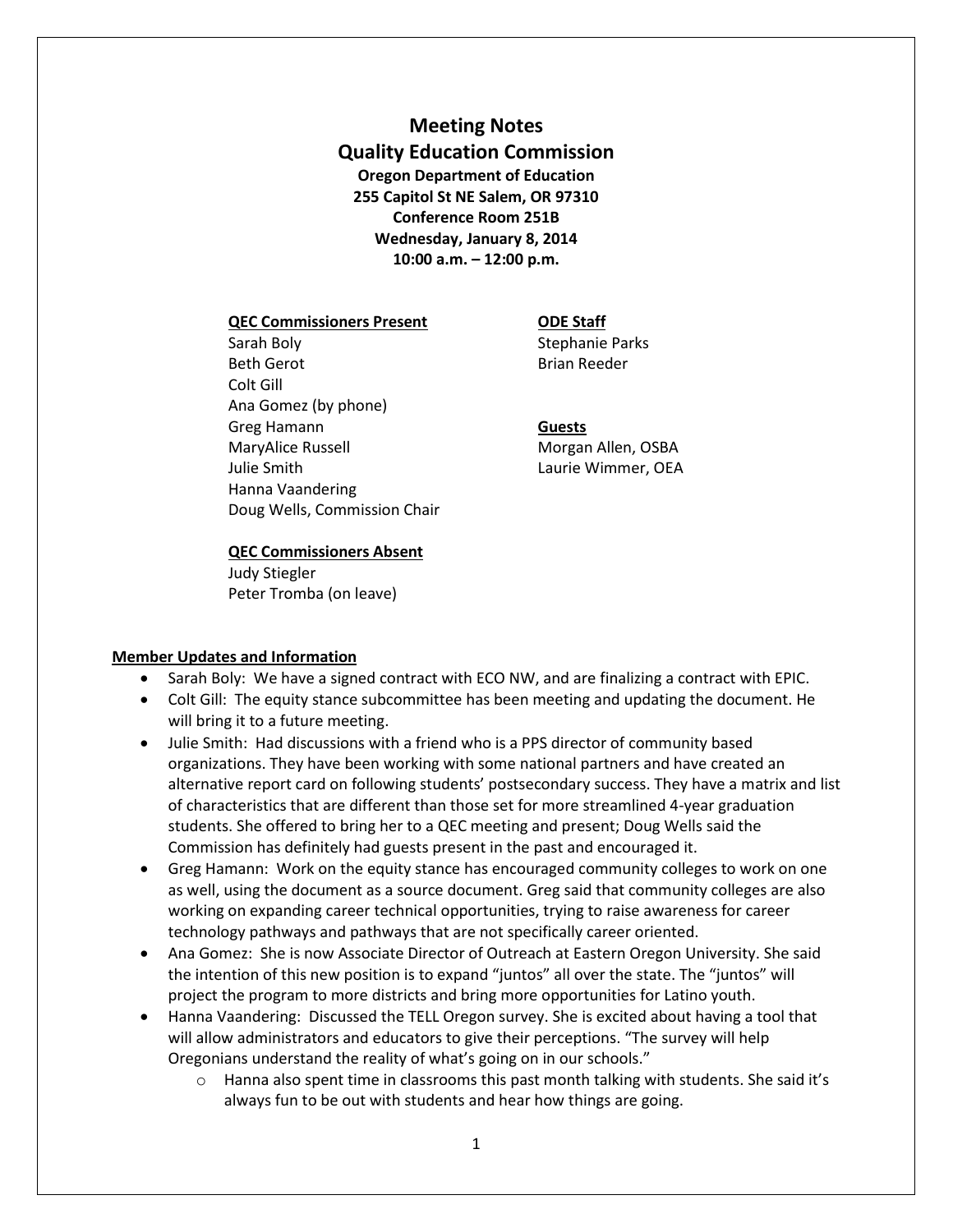# Meeting Notes
## Quality Education Commission

**Oregon Department of Education**
**255 Capitol St NE Salem, OR 97310**
**Conference Room 251B**
**Wednesday, January 8, 2014**
**10:00 a.m. – 12:00 p.m.**

**QEC Commissioners Present**

Sarah Boly
Beth Gerot
Colt Gill
Ana Gomez (by phone)
Greg Hamann
MaryAlice Russell
Julie Smith
Hanna Vaandering
Doug Wells, Commission Chair

**ODE Staff**

Stephanie Parks
Brian Reeder

**Guests**

Morgan Allen, OSBA
Laurie Wimmer, OEA

**QEC Commissioners Absent**

Judy Stiegler
Peter Tromba (on leave)

### Member Updates and Information

- Sarah Boly: We have a signed contract with ECO NW, and are finalizing a contract with EPIC.
- Colt Gill: The equity stance subcommittee has been meeting and updating the document. He will bring it to a future meeting.
- Julie Smith: Had discussions with a friend who is a PPS director of community based organizations. They have been working with some national partners and have created an alternative report card on following students' postsecondary success. They have a matrix and list of characteristics that are different than those set for more streamlined 4-year graduation students. She offered to bring her to a QEC meeting and present; Doug Wells said the Commission has definitely had guests present in the past and encouraged it.
- Greg Hamann: Work on the equity stance has encouraged community colleges to work on one as well, using the document as a source document. Greg said that community colleges are also working on expanding career technical opportunities, trying to raise awareness for career technology pathways and pathways that are not specifically career oriented.
- Ana Gomez: She is now Associate Director of Outreach at Eastern Oregon University. She said the intention of this new position is to expand "juntos" all over the state. The "juntos" will project the program to more districts and bring more opportunities for Latino youth.
- Hanna Vaandering: Discussed the TELL Oregon survey. She is excited about having a tool that will allow administrators and educators to give their perceptions. "The survey will help Oregonians understand the reality of what's going on in our schools."
  - Hanna also spent time in classrooms this past month talking with students. She said it's always fun to be out with students and hear how things are going.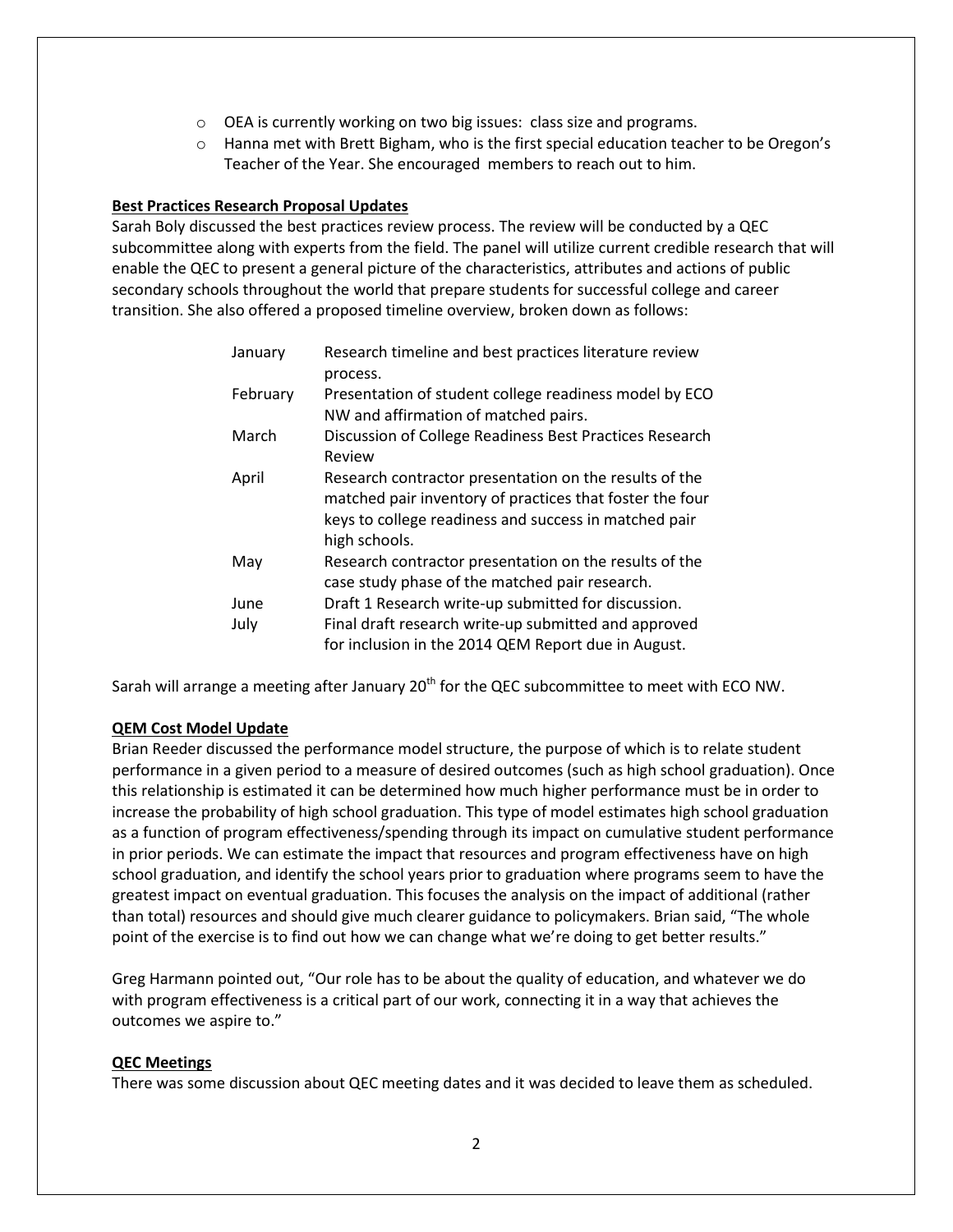- OEA is currently working on two big issues: class size and programs.
- Hanna met with Brett Bigham, who is the first special education teacher to be Oregon's Teacher of the Year. She encouraged members to reach out to him.

**Best Practices Research Proposal Updates**

Sarah Boly discussed the best practices review process. The review will be conducted by a QEC subcommittee along with experts from the field. The panel will utilize current credible research that will enable the QEC to present a general picture of the characteristics, attributes and actions of public secondary schools throughout the world that prepare students for successful college and career transition. She also offered a proposed timeline overview, broken down as follows:

| | |
|---|---|
| January | Research timeline and best practices literature review process. |
| February | Presentation of student college readiness model by ECO NW and affirmation of matched pairs. |
| March | Discussion of College Readiness Best Practices Research Review |
| April | Research contractor presentation on the results of the matched pair inventory of practices that foster the four keys to college readiness and success in matched pair high schools. |
| May | Research contractor presentation on the results of the case study phase of the matched pair research. |
| June | Draft 1 Research write-up submitted for discussion. |
| July | Final draft research write-up submitted and approved for inclusion in the 2014 QEM Report due in August. |

Sarah will arrange a meeting after January 20th for the QEC subcommittee to meet with ECO NW.

**QEM Cost Model Update**

Brian Reeder discussed the performance model structure, the purpose of which is to relate student performance in a given period to a measure of desired outcomes (such as high school graduation). Once this relationship is estimated it can be determined how much higher performance must be in order to increase the probability of high school graduation. This type of model estimates high school graduation as a function of program effectiveness/spending through its impact on cumulative student performance in prior periods. We can estimate the impact that resources and program effectiveness have on high school graduation, and identify the school years prior to graduation where programs seem to have the greatest impact on eventual graduation. This focuses the analysis on the impact of additional (rather than total) resources and should give much clearer guidance to policymakers. Brian said, "The whole point of the exercise is to find out how we can change what we're doing to get better results."

Greg Harmann pointed out, "Our role has to be about the quality of education, and whatever we do with program effectiveness is a critical part of our work, connecting it in a way that achieves the outcomes we aspire to."

**QEC Meetings**

There was some discussion about QEC meeting dates and it was decided to leave them as scheduled.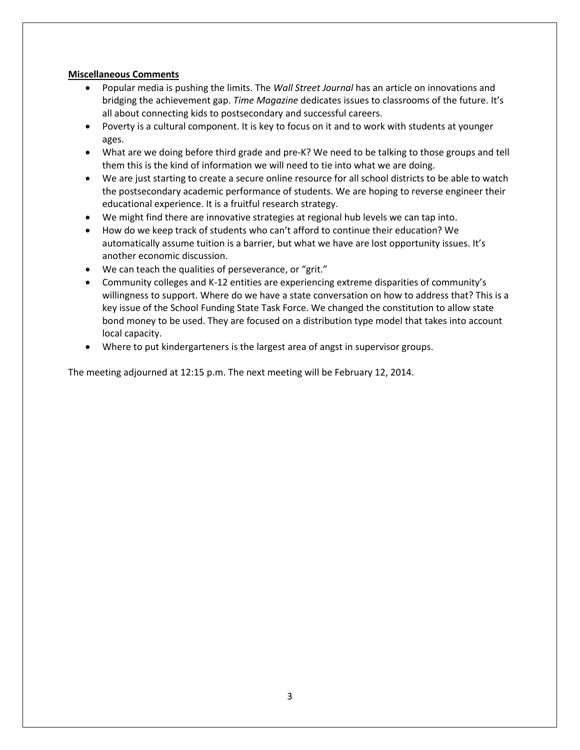**Miscellaneous Comments**

- Popular media is pushing the limits. The *Wall Street Journal* has an article on innovations and bridging the achievement gap. *Time Magazine* dedicates issues to classrooms of the future. It's all about connecting kids to postsecondary and successful careers.
- Poverty is a cultural component. It is key to focus on it and to work with students at younger ages.
- What are we doing before third grade and pre-K? We need to be talking to those groups and tell them this is the kind of information we will need to tie into what we are doing.
- We are just starting to create a secure online resource for all school districts to be able to watch the postsecondary academic performance of students. We are hoping to reverse engineer their educational experience. It is a fruitful research strategy.
- We might find there are innovative strategies at regional hub levels we can tap into.
- How do we keep track of students who can't afford to continue their education? We automatically assume tuition is a barrier, but what we have are lost opportunity issues. It's another economic discussion.
- We can teach the qualities of perseverance, or "grit."
- Community colleges and K-12 entities are experiencing extreme disparities of community's willingness to support. Where do we have a state conversation on how to address that? This is a key issue of the School Funding State Task Force. We changed the constitution to allow state bond money to be used. They are focused on a distribution type model that takes into account local capacity.
- Where to put kindergarteners is the largest area of angst in supervisor groups.

The meeting adjourned at 12:15 p.m. The next meeting will be February 12, 2014.